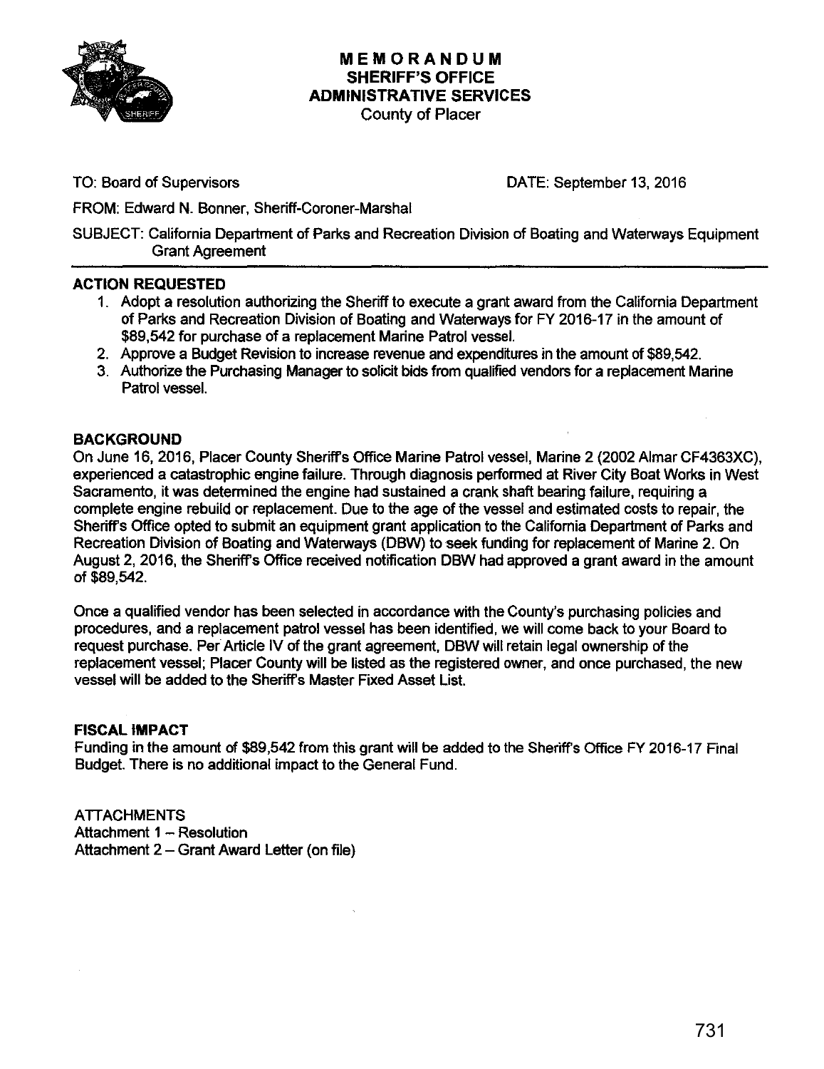# MEMORANDUM
## SHERIFF'S OFFICE
## ADMINISTRATIVE SERVICES
County of Placer

TO: Board of Supervisors DATE: September 13, 2016

FROM: Edward N. Bonner, Sheriff-Coroner-Marshal

SUBJECT: California Department of Parks and Recreation Division of Boating and Waterways Equipment Grant Agreement

---

### ACTION REQUESTED

1. Adopt a resolution authorizing the Sheriff to execute a grant award from the California Department of Parks and Recreation Division of Boating and Waterways for FY 2016-17 in the amount of $89,542 for purchase of a replacement Marine Patrol vessel.
2. Approve a Budget Revision to increase revenue and expenditures in the amount of $89,542.
3. Authorize the Purchasing Manager to solicit bids from qualified vendors for a replacement Marine Patrol vessel.

### BACKGROUND

On June 16, 2016, Placer County Sheriff's Office Marine Patrol vessel, Marine 2 (2002 Almar CF4363XC), experienced a catastrophic engine failure. Through diagnosis performed at River City Boat Works in West Sacramento, it was determined the engine had sustained a crank shaft bearing failure, requiring a complete engine rebuild or replacement. Due to the age of the vessel and estimated costs to repair, the Sheriff's Office opted to submit an equipment grant application to the California Department of Parks and Recreation Division of Boating and Waterways (DBW) to seek funding for replacement of Marine 2. On August 2, 2016, the Sheriff's Office received notification DBW had approved a grant award in the amount of $89,542.

Once a qualified vendor has been selected in accordance with the County's purchasing policies and procedures, and a replacement patrol vessel has been identified, we will come back to your Board to request purchase. Per Article IV of the grant agreement, DBW will retain legal ownership of the replacement vessel; Placer County will be listed as the registered owner, and once purchased, the new vessel will be added to the Sheriff's Master Fixed Asset List.

### FISCAL IMPACT

Funding in the amount of $89,542 from this grant will be added to the Sheriff's Office FY 2016-17 Final Budget. There is no additional impact to the General Fund.

ATTACHMENTS
Attachment 1 – Resolution
Attachment 2 – Grant Award Letter (on file)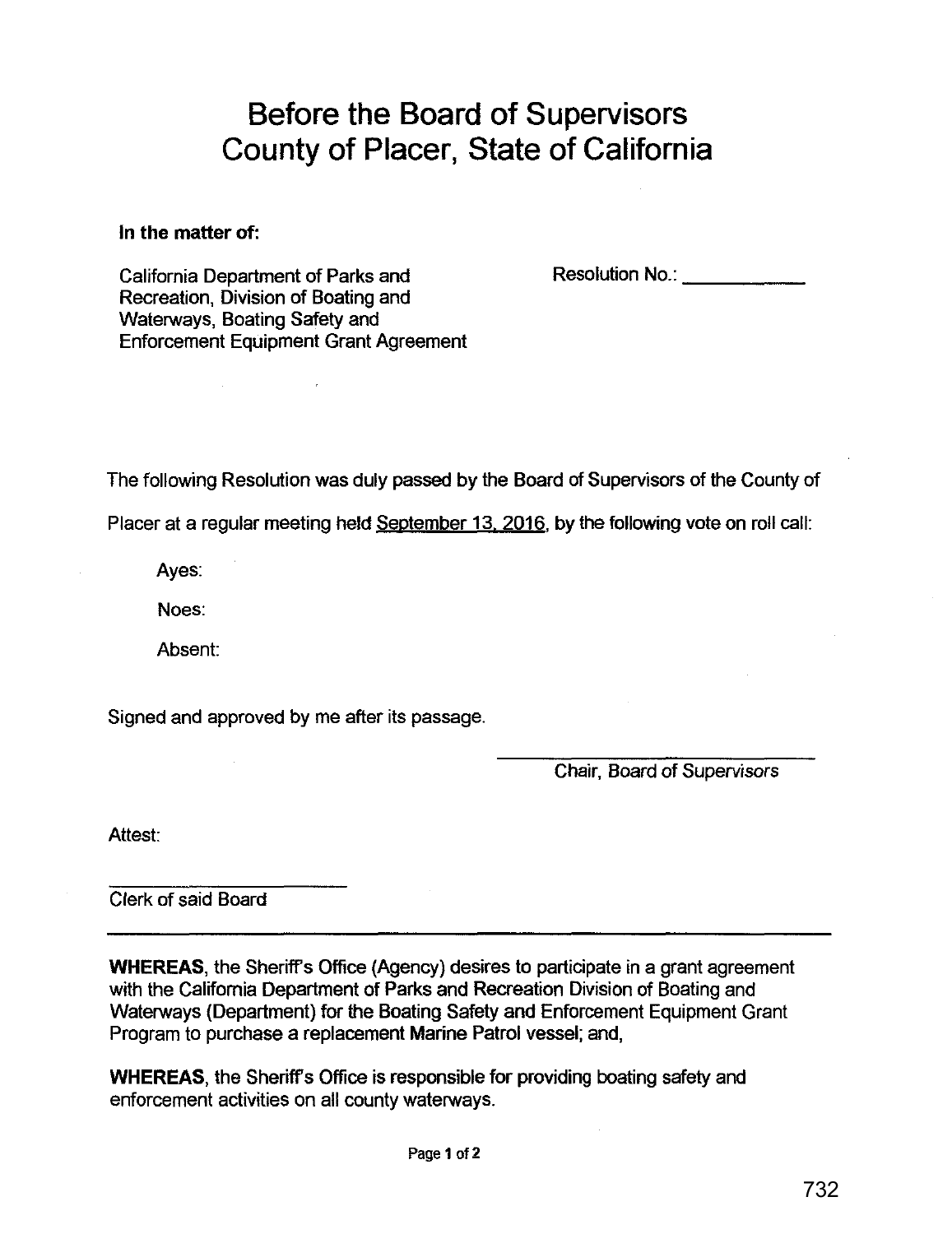# Before the Board of Supervisors
# County of Placer, State of California

**In the matter of:**

California Department of Parks and Recreation, Division of Boating and Waterways, Boating Safety and Enforcement Equipment Grant Agreement

Resolution No.: ____________

The following Resolution was duly passed by the Board of Supervisors of the County of Placer at a regular meeting held September 13, 2016, by the following vote on roll call:

Ayes:

Noes:

Absent:

Signed and approved by me after its passage.

______________________________
Chair, Board of Supervisors

Attest:

______________________
Clerk of said Board

---

**WHEREAS**, the Sheriff's Office (Agency) desires to participate in a grant agreement with the California Department of Parks and Recreation Division of Boating and Waterways (Department) for the Boating Safety and Enforcement Equipment Grant Program to purchase a replacement Marine Patrol vessel; and,

**WHEREAS**, the Sheriff's Office is responsible for providing boating safety and enforcement activities on all county waterways.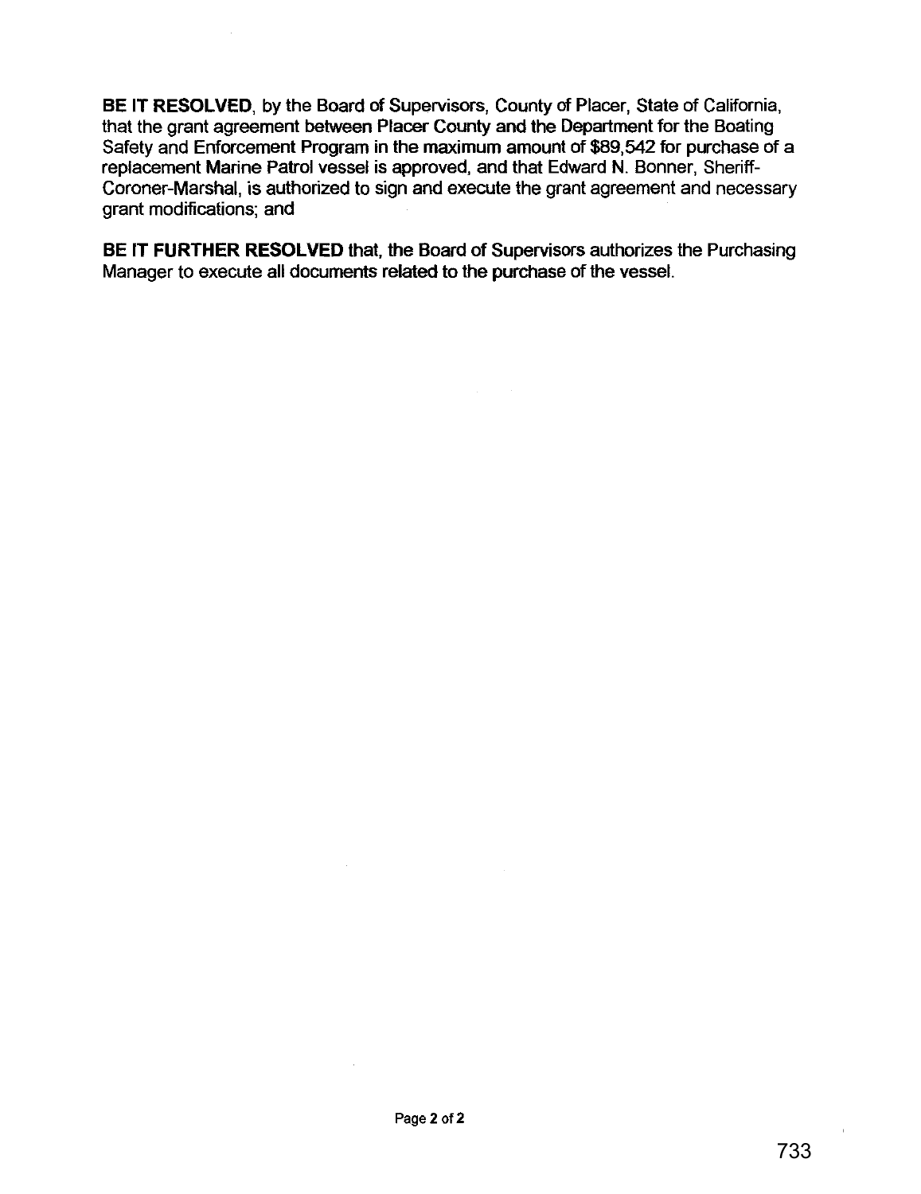**BE IT RESOLVED**, by the Board of Supervisors, County of Placer, State of California, that the grant agreement between Placer County and the Department for the Boating Safety and Enforcement Program in the maximum amount of $89,542 for purchase of a replacement Marine Patrol vessel is approved, and that Edward N. Bonner, Sheriff-Coroner-Marshal, is authorized to sign and execute the grant agreement and necessary grant modifications; and

**BE IT FURTHER RESOLVED** that, the Board of Supervisors authorizes the Purchasing Manager to execute all documents related to the purchase of the vessel.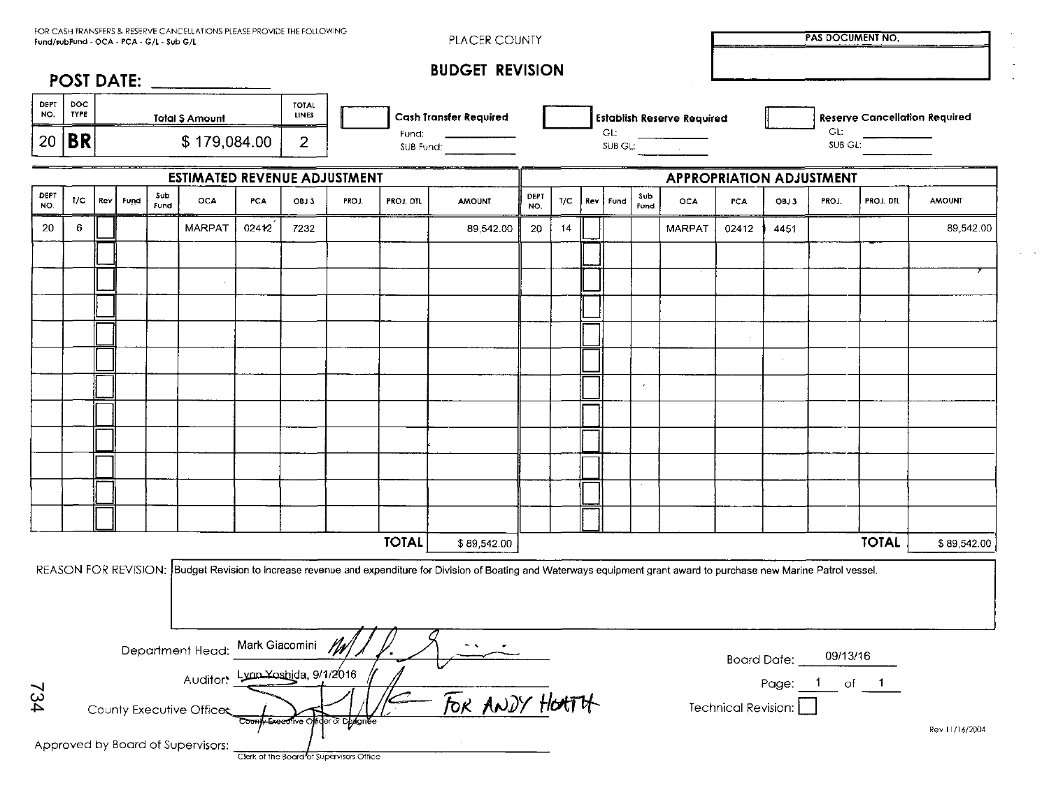FOR CASH TRANSFERS & RESERVE CANCELLATIONS PLEASE PROVIDE THE FOLLOWING
Fund/subFund - OCA - PCA - G/L - Sub G/L

PLACER COUNTY

# BUDGET REVISION

**PAS DOCUMENT NO.**

**POST DATE:** ____________

| DEPT NO. | DOC TYPE | Total $ Amount | TOTAL LINES |
|---|---|---|---|
| 20 | BR | $ 179,084.00 | 2 |

☐ **Cash Transfer Required** Fund: ______ SUB Fund: ______

☐ **Establish Reserve Required** GL: ______ SUB GL: ______

☐ **Reserve Cancellation Required** GL: ______ SUB GL: ______

## ESTIMATED REVENUE ADJUSTMENT

| DEPT NO. | T/C | Rev | Fund | Sub Fund | OCA | PCA | OBJ 3 | PROJ. | PROJ. DTL | AMOUNT |
|---|---|---|---|---|---|---|---|---|---|---|
| 20 | 6 | | | | MARPAT | 02412 | 7232 | | | 89,542.00 |
| | | | | | | | | | **TOTAL** | $ 89,542.00 |

## APPROPRIATION ADJUSTMENT

| DEPT NO. | T/C | Rev | Fund | Sub Fund | OCA | PCA | OBJ 3 | PROJ. | PROJ. DTL | AMOUNT |
|---|---|---|---|---|---|---|---|---|---|---|
| 20 | 14 | | | | MARPAT | 02412 | 4451 | | | 89,542.00 |
| | | | | | | | | | **TOTAL** | $ 89,542.00 |

REASON FOR REVISION: Budget Revision to increase revenue and expenditure for Division of Boating and Waterways equipment grant award to purchase new Marine Patrol vessel.

Department Head: Mark Giacomini [signature]

Auditor: Lynn Yoshida, 9/1/2016

County Executive Office: [signature] FOR ANDY HEATH
County Executive Officer or Designee

Approved by Board of Supervisors: ____________
Clerk of the Board of Supervisors Office

Board Date: 09/13/16

Page: 1 of 1

Technical Revision: ☐

Rev 11/16/2004

734